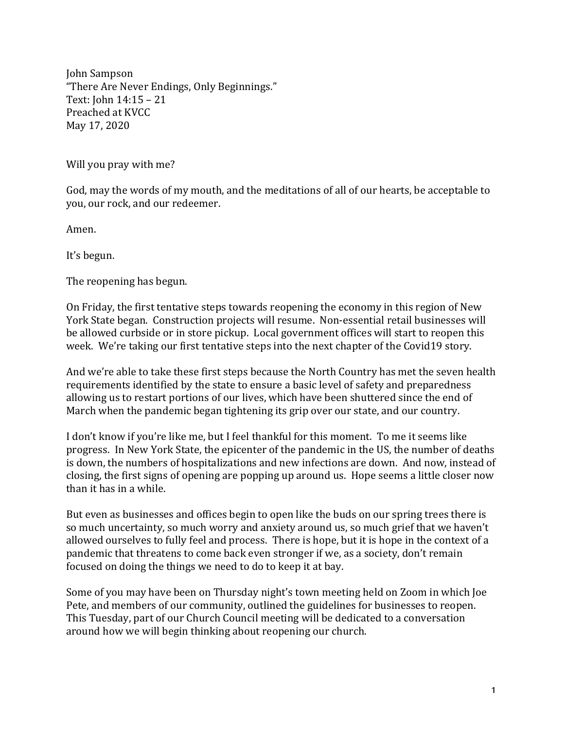John Sampson
"There Are Never Endings, Only Beginnings."
Text: John 14:15 – 21
Preached at KVCC
May 17, 2020

Will you pray with me?

God, may the words of my mouth, and the meditations of all of our hearts, be acceptable to you, our rock, and our redeemer.

Amen.

It's begun.

The reopening has begun.

On Friday, the first tentative steps towards reopening the economy in this region of New York State began. Construction projects will resume. Non-essential retail businesses will be allowed curbside or in store pickup. Local government offices will start to reopen this week. We're taking our first tentative steps into the next chapter of the Covid19 story.

And we're able to take these first steps because the North Country has met the seven health requirements identified by the state to ensure a basic level of safety and preparedness allowing us to restart portions of our lives, which have been shuttered since the end of March when the pandemic began tightening its grip over our state, and our country.

I don't know if you're like me, but I feel thankful for this moment. To me it seems like progress. In New York State, the epicenter of the pandemic in the US, the number of deaths is down, the numbers of hospitalizations and new infections are down. And now, instead of closing, the first signs of opening are popping up around us. Hope seems a little closer now than it has in a while.

But even as businesses and offices begin to open like the buds on our spring trees there is so much uncertainty, so much worry and anxiety around us, so much grief that we haven't allowed ourselves to fully feel and process. There is hope, but it is hope in the context of a pandemic that threatens to come back even stronger if we, as a society, don't remain focused on doing the things we need to do to keep it at bay.

Some of you may have been on Thursday night's town meeting held on Zoom in which Joe Pete, and members of our community, outlined the guidelines for businesses to reopen. This Tuesday, part of our Church Council meeting will be dedicated to a conversation around how we will begin thinking about reopening our church.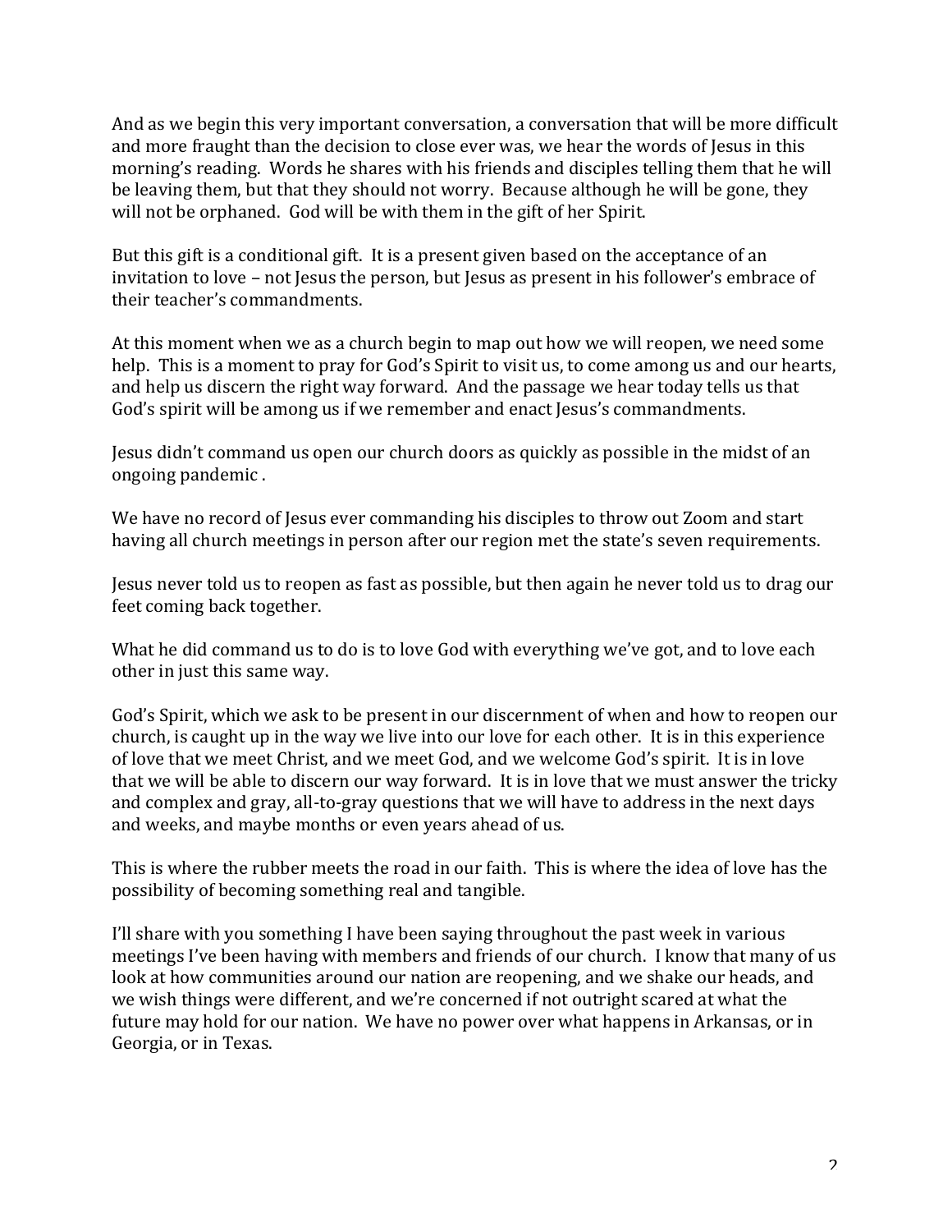And as we begin this very important conversation, a conversation that will be more difficult and more fraught than the decision to close ever was, we hear the words of Jesus in this morning's reading. Words he shares with his friends and disciples telling them that he will be leaving them, but that they should not worry. Because although he will be gone, they will not be orphaned. God will be with them in the gift of her Spirit.

But this gift is a conditional gift. It is a present given based on the acceptance of an invitation to love – not Jesus the person, but Jesus as present in his follower's embrace of their teacher's commandments.

At this moment when we as a church begin to map out how we will reopen, we need some help. This is a moment to pray for God's Spirit to visit us, to come among us and our hearts, and help us discern the right way forward. And the passage we hear today tells us that God's spirit will be among us if we remember and enact Jesus's commandments.

Jesus didn't command us open our church doors as quickly as possible in the midst of an ongoing pandemic .

We have no record of Jesus ever commanding his disciples to throw out Zoom and start having all church meetings in person after our region met the state's seven requirements.

Jesus never told us to reopen as fast as possible, but then again he never told us to drag our feet coming back together.

What he did command us to do is to love God with everything we've got, and to love each other in just this same way.

God's Spirit, which we ask to be present in our discernment of when and how to reopen our church, is caught up in the way we live into our love for each other. It is in this experience of love that we meet Christ, and we meet God, and we welcome God's spirit. It is in love that we will be able to discern our way forward. It is in love that we must answer the tricky and complex and gray, all-to-gray questions that we will have to address in the next days and weeks, and maybe months or even years ahead of us.

This is where the rubber meets the road in our faith. This is where the idea of love has the possibility of becoming something real and tangible.

I'll share with you something I have been saying throughout the past week in various meetings I've been having with members and friends of our church. I know that many of us look at how communities around our nation are reopening, and we shake our heads, and we wish things were different, and we're concerned if not outright scared at what the future may hold for our nation. We have no power over what happens in Arkansas, or in Georgia, or in Texas.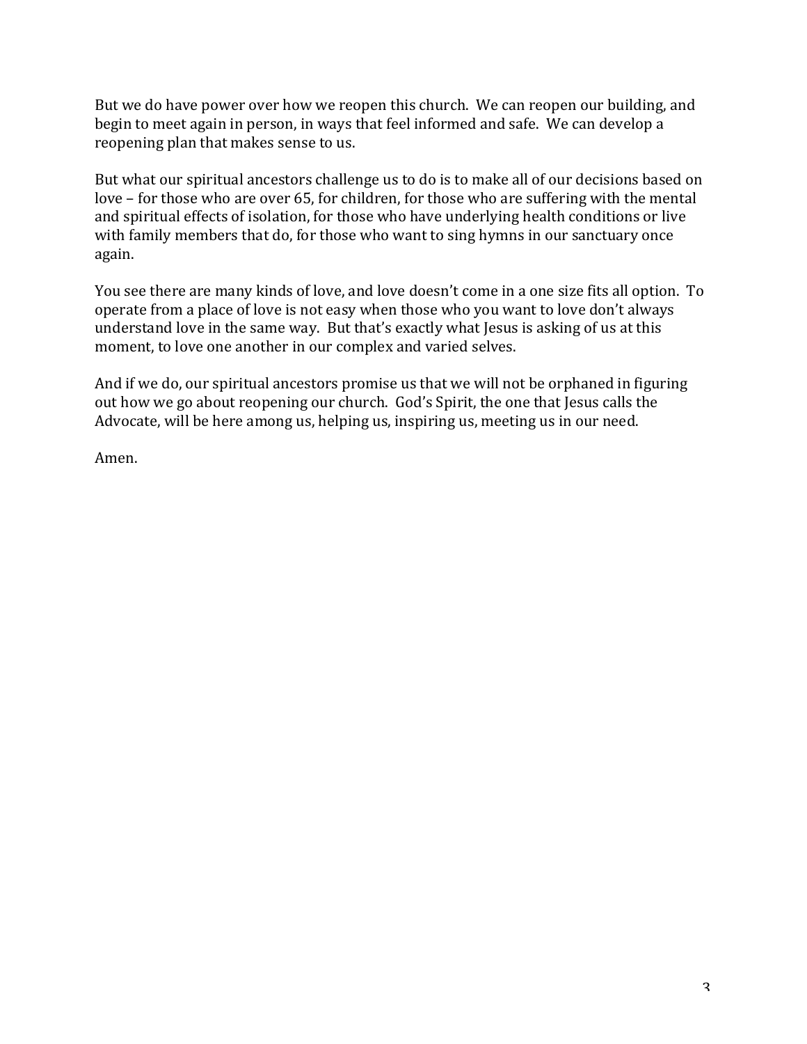But we do have power over how we reopen this church. We can reopen our building, and begin to meet again in person, in ways that feel informed and safe. We can develop a reopening plan that makes sense to us.

But what our spiritual ancestors challenge us to do is to make all of our decisions based on love – for those who are over 65, for children, for those who are suffering with the mental and spiritual effects of isolation, for those who have underlying health conditions or live with family members that do, for those who want to sing hymns in our sanctuary once again.

You see there are many kinds of love, and love doesn't come in a one size fits all option. To operate from a place of love is not easy when those who you want to love don't always understand love in the same way. But that's exactly what Jesus is asking of us at this moment, to love one another in our complex and varied selves.

And if we do, our spiritual ancestors promise us that we will not be orphaned in figuring out how we go about reopening our church. God's Spirit, the one that Jesus calls the Advocate, will be here among us, helping us, inspiring us, meeting us in our need.

Amen.